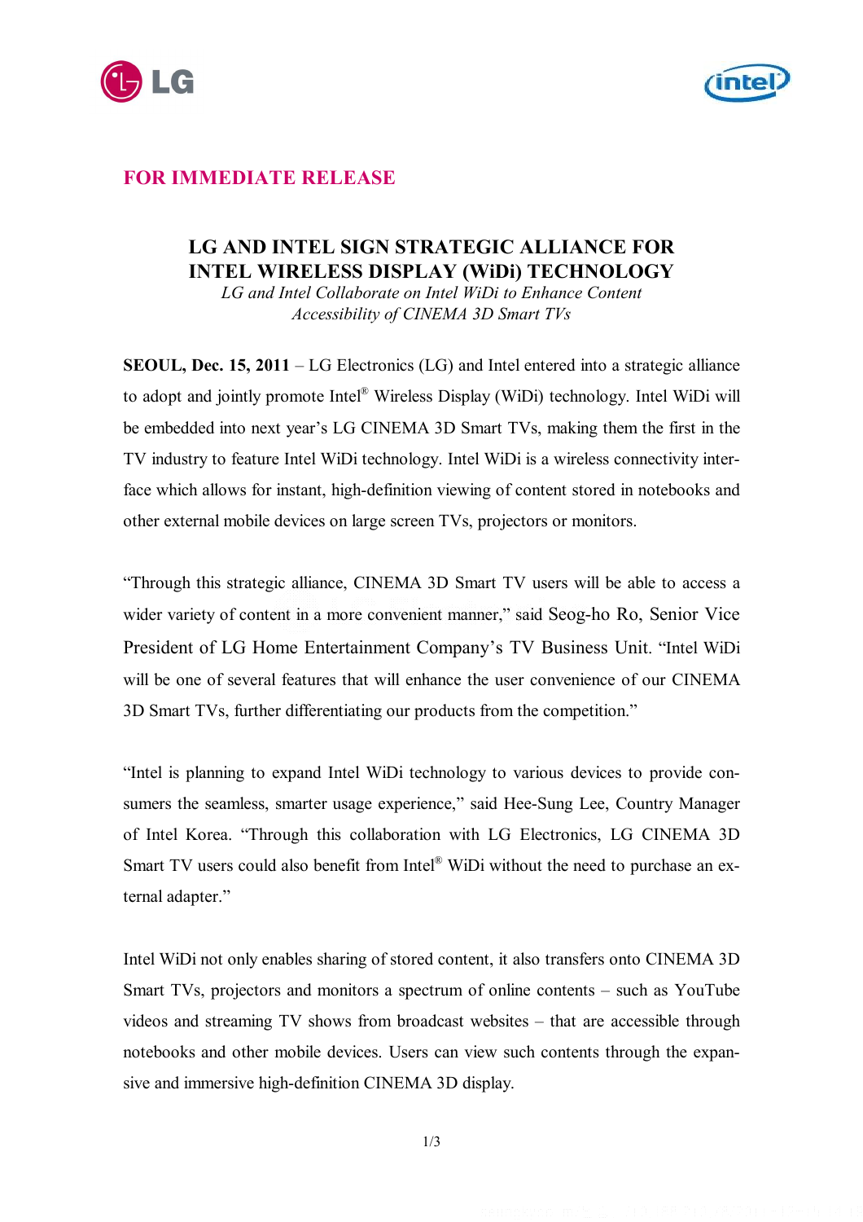**FOR IMMEDIATE RELEASE**

# LG AND INTEL SIGN STRATEGIC ALLIANCE FOR INTEL WIRELESS DISPLAY (WiDi) TECHNOLOGY

*LG and Intel Collaborate on Intel WiDi to Enhance Content Accessibility of CINEMA 3D Smart TVs*

**SEOUL, Dec. 15, 2011** – LG Electronics (LG) and Intel entered into a strategic alliance to adopt and jointly promote Intel® Wireless Display (WiDi) technology. Intel WiDi will be embedded into next year's LG CINEMA 3D Smart TVs, making them the first in the TV industry to feature Intel WiDi technology. Intel WiDi is a wireless connectivity interface which allows for instant, high-definition viewing of content stored in notebooks and other external mobile devices on large screen TVs, projectors or monitors.

"Through this strategic alliance, CINEMA 3D Smart TV users will be able to access a wider variety of content in a more convenient manner," said Seog-ho Ro, Senior Vice President of LG Home Entertainment Company's TV Business Unit. "Intel WiDi will be one of several features that will enhance the user convenience of our CINEMA 3D Smart TVs, further differentiating our products from the competition."

"Intel is planning to expand Intel WiDi technology to various devices to provide consumers the seamless, smarter usage experience," said Hee-Sung Lee, Country Manager of Intel Korea. "Through this collaboration with LG Electronics, LG CINEMA 3D Smart TV users could also benefit from Intel® WiDi without the need to purchase an external adapter."

Intel WiDi not only enables sharing of stored content, it also transfers onto CINEMA 3D Smart TVs, projectors and monitors a spectrum of online contents – such as YouTube videos and streaming TV shows from broadcast websites – that are accessible through notebooks and other mobile devices. Users can view such contents through the expansive and immersive high-definition CINEMA 3D display.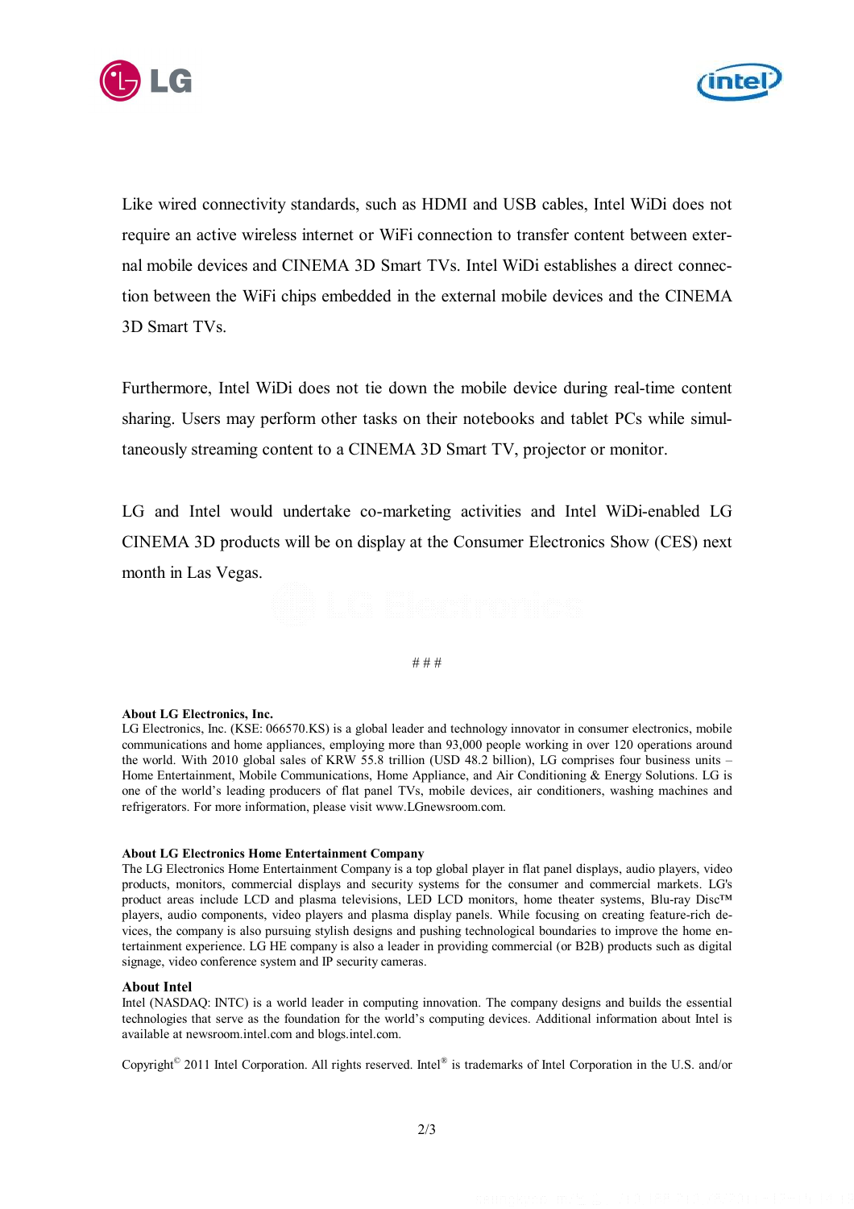Like wired connectivity standards, such as HDMI and USB cables, Intel WiDi does not require an active wireless internet or WiFi connection to transfer content between external mobile devices and CINEMA 3D Smart TVs. Intel WiDi establishes a direct connection between the WiFi chips embedded in the external mobile devices and the CINEMA 3D Smart TVs.

Furthermore, Intel WiDi does not tie down the mobile device during real-time content sharing. Users may perform other tasks on their notebooks and tablet PCs while simultaneously streaming content to a CINEMA 3D Smart TV, projector or monitor.

LG and Intel would undertake co-marketing activities and Intel WiDi-enabled LG CINEMA 3D products will be on display at the Consumer Electronics Show (CES) next month in Las Vegas.

# # #

**About LG Electronics, Inc.**
LG Electronics, Inc. (KSE: 066570.KS) is a global leader and technology innovator in consumer electronics, mobile communications and home appliances, employing more than 93,000 people working in over 120 operations around the world. With 2010 global sales of KRW 55.8 trillion (USD 48.2 billion), LG comprises four business units – Home Entertainment, Mobile Communications, Home Appliance, and Air Conditioning & Energy Solutions. LG is one of the world's leading producers of flat panel TVs, mobile devices, air conditioners, washing machines and refrigerators. For more information, please visit www.LGnewsroom.com.

**About LG Electronics Home Entertainment Company**
The LG Electronics Home Entertainment Company is a top global player in flat panel displays, audio players, video products, monitors, commercial displays and security systems for the consumer and commercial markets. LG's product areas include LCD and plasma televisions, LED LCD monitors, home theater systems, Blu-ray Disc™ players, audio components, video players and plasma display panels. While focusing on creating feature-rich devices, the company is also pursuing stylish designs and pushing technological boundaries to improve the home entertainment experience. LG HE company is also a leader in providing commercial (or B2B) products such as digital signage, video conference system and IP security cameras.

**About Intel**
Intel (NASDAQ: INTC) is a world leader in computing innovation. The company designs and builds the essential technologies that serve as the foundation for the world's computing devices. Additional information about Intel is available at newsroom.intel.com and blogs.intel.com.

Copyright© 2011 Intel Corporation. All rights reserved. Intel® is trademarks of Intel Corporation in the U.S. and/or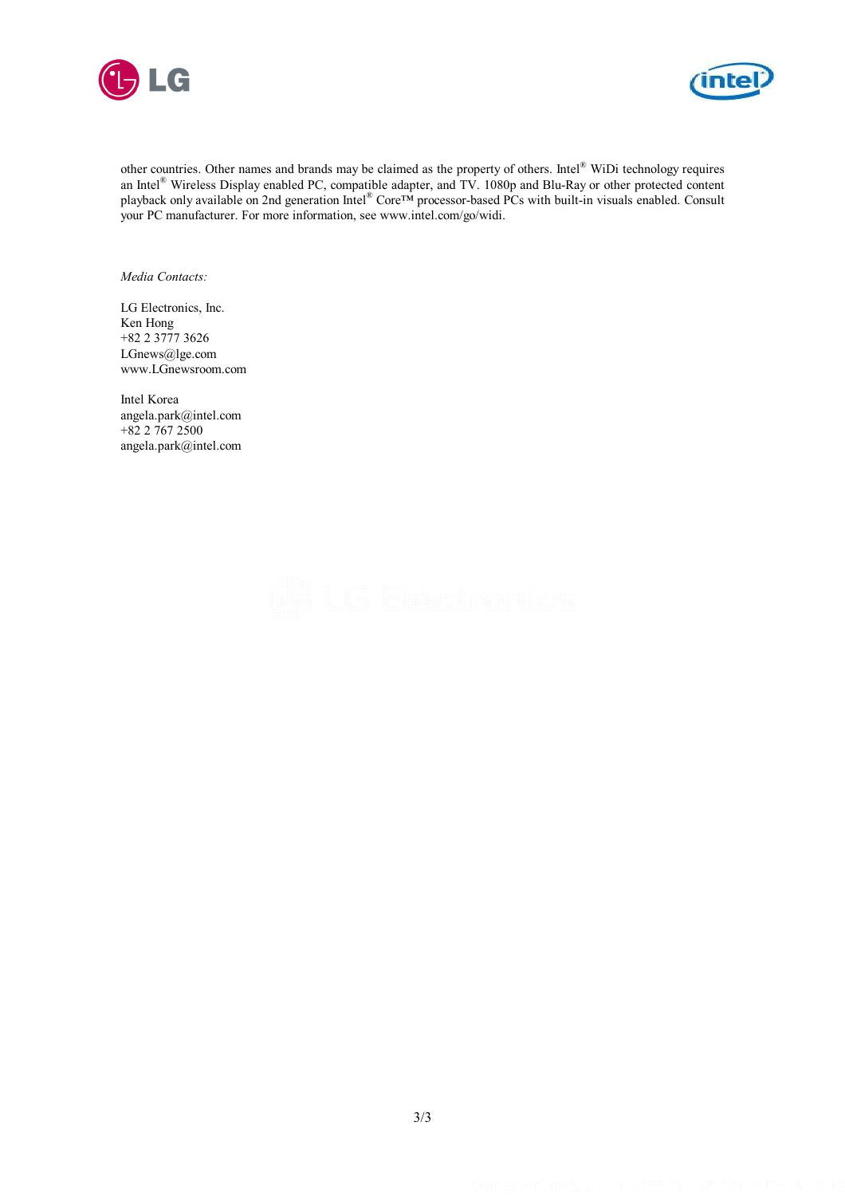other countries. Other names and brands may be claimed as the property of others. Intel® WiDi technology requires an Intel® Wireless Display enabled PC, compatible adapter, and TV. 1080p and Blu-Ray or other protected content playback only available on 2nd generation Intel® Core™ processor-based PCs with built-in visuals enabled. Consult your PC manufacturer. For more information, see www.intel.com/go/widi.

*Media Contacts:*

LG Electronics, Inc.
Ken Hong
+82 2 3777 3626
LGnews@lge.com
www.LGnewsroom.com

Intel Korea
angela.park@intel.com
+82 2 767 2500
angela.park@intel.com